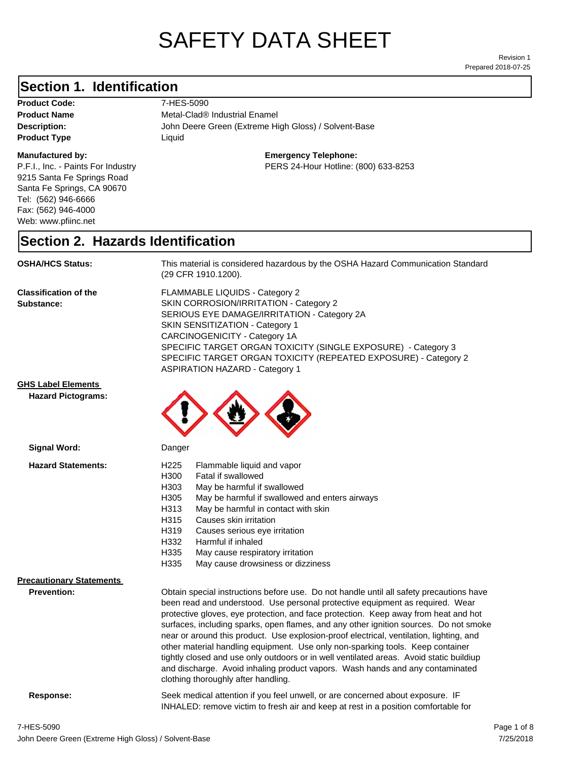# SAFETY DATA SHEET

Revision 1
Prepared 2018-07-25

## Section 1. Identification

**Product Code:** 7-HES-5090
**Product Name** Metal-Clad® Industrial Enamel
**Description:** John Deere Green (Extreme High Gloss) / Solvent-Base
**Product Type** Liquid

**Manufactured by:**
P.F.I., Inc. - Paints For Industry
9215 Santa Fe Springs Road
Santa Fe Springs, CA 90670
Tel: (562) 946-6666
Fax: (562) 946-4000
Web: www.pfiinc.net

**Emergency Telephone:**
PERS 24-Hour Hotline: (800) 633-8253

## Section 2. Hazards Identification

**OSHA/HCS Status:** This material is considered hazardous by the OSHA Hazard Communication Standard (29 CFR 1910.1200).

**Classification of the Substance:**
FLAMMABLE LIQUIDS - Category 2
SKIN CORROSION/IRRITATION - Category 2
SERIOUS EYE DAMAGE/IRRITATION - Category 2A
SKIN SENSITIZATION - Category 1
CARCINOGENICITY - Category 1A
SPECIFIC TARGET ORGAN TOXICITY (SINGLE EXPOSURE) - Category 3
SPECIFIC TARGET ORGAN TOXICITY (REPEATED EXPOSURE) - Category 2
ASPIRATION HAZARD - Category 1

**GHS Label Elements**

**Hazard Pictograms:**

**Signal Word:** Danger

**Hazard Statements:**

| | |
|---|---|
| H225 | Flammable liquid and vapor |
| H300 | Fatal if swallowed |
| H303 | May be harmful if swallowed |
| H305 | May be harmful if swallowed and enters airways |
| H313 | May be harmful in contact with skin |
| H315 | Causes skin irritation |
| H319 | Causes serious eye irritation |
| H332 | Harmful if inhaled |
| H335 | May cause respiratory irritation |
| H335 | May cause drowsiness or dizziness |

**Precautionary Statements**

**Prevention:** Obtain special instructions before use. Do not handle until all safety precautions have been read and understood. Use personal protective equipment as required. Wear protective gloves, eye protection, and face protection. Keep away from heat and hot surfaces, including sparks, open flames, and any other ignition sources. Do not smoke near or around this product. Use explosion-proof electrical, ventilation, lighting, and other material handling equipment. Use only non-sparking tools. Keep container tightly closed and use only outdoors or in well ventilated areas. Avoid static buildiup and discharge. Avoid inhaling product vapors. Wash hands and any contaminated clothing thoroughly after handling.

**Response:** Seek medical attention if you feel unwell, or are concerned about exposure. IF INHALED: remove victim to fresh air and keep at rest in a position comfortable for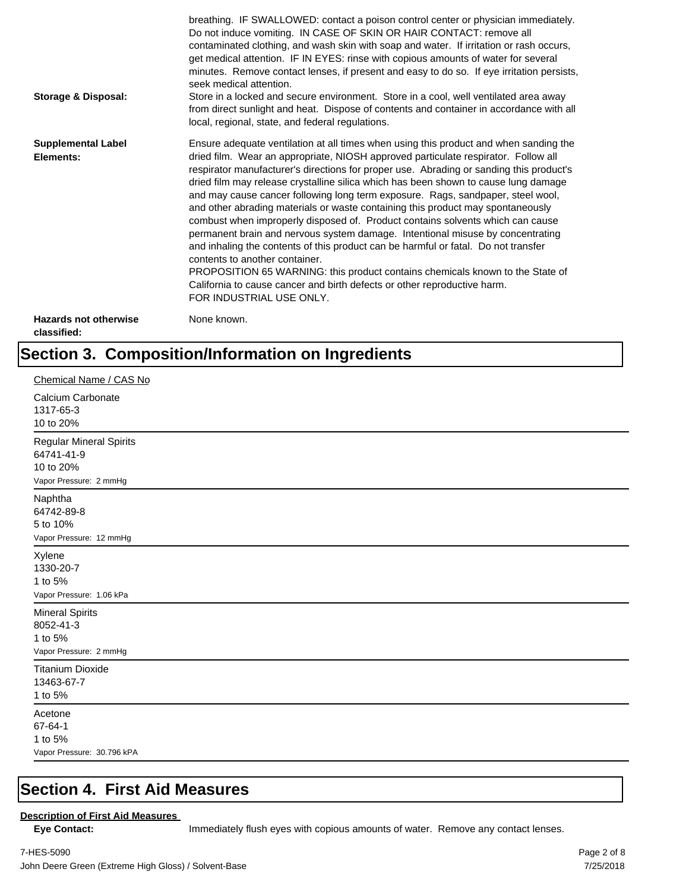breathing. IF SWALLOWED: contact a poison control center or physician immediately. Do not induce vomiting. IN CASE OF SKIN OR HAIR CONTACT: remove all contaminated clothing, and wash skin with soap and water. If irritation or rash occurs, get medical attention. IF IN EYES: rinse with copious amounts of water for several minutes. Remove contact lenses, if present and easy to do so. If eye irritation persists, seek medical attention.

**Storage & Disposal:** Store in a locked and secure environment. Store in a cool, well ventilated area away from direct sunlight and heat. Dispose of contents and container in accordance with all local, regional, state, and federal regulations.

**Supplemental Label Elements:** Ensure adequate ventilation at all times when using this product and when sanding the dried film. Wear an appropriate, NIOSH approved particulate respirator. Follow all respirator manufacturer's directions for proper use. Abrading or sanding this product's dried film may release crystalline silica which has been shown to cause lung damage and may cause cancer following long term exposure. Rags, sandpaper, steel wool, and other abrading materials or waste containing this product may spontaneously combust when improperly disposed of. Product contains solvents which can cause permanent brain and nervous system damage. Intentional misuse by concentrating and inhaling the contents of this product can be harmful or fatal. Do not transfer contents to another container.
PROPOSITION 65 WARNING: this product contains chemicals known to the State of California to cause cancer and birth defects or other reproductive harm.
FOR INDUSTRIAL USE ONLY.

**Hazards not otherwise classified:** None known.

# Section 3. Composition/Information on Ingredients

Chemical Name / CAS No

Calcium Carbonate
1317-65-3
10 to 20%

---

Regular Mineral Spirits
64741-41-9
10 to 20%
Vapor Pressure: 2 mmHg

---

Naphtha
64742-89-8
5 to 10%
Vapor Pressure: 12 mmHg

---

Xylene
1330-20-7
1 to 5%
Vapor Pressure: 1.06 kPa

---

Mineral Spirits
8052-41-3
1 to 5%
Vapor Pressure: 2 mmHg

---

Titanium Dioxide
13463-67-7
1 to 5%

---

Acetone
67-64-1
1 to 5%
Vapor Pressure: 30.796 kPA

---

# Section 4. First Aid Measures

**Description of First Aid Measures**

**Eye Contact:** Immediately flush eyes with copious amounts of water. Remove any contact lenses.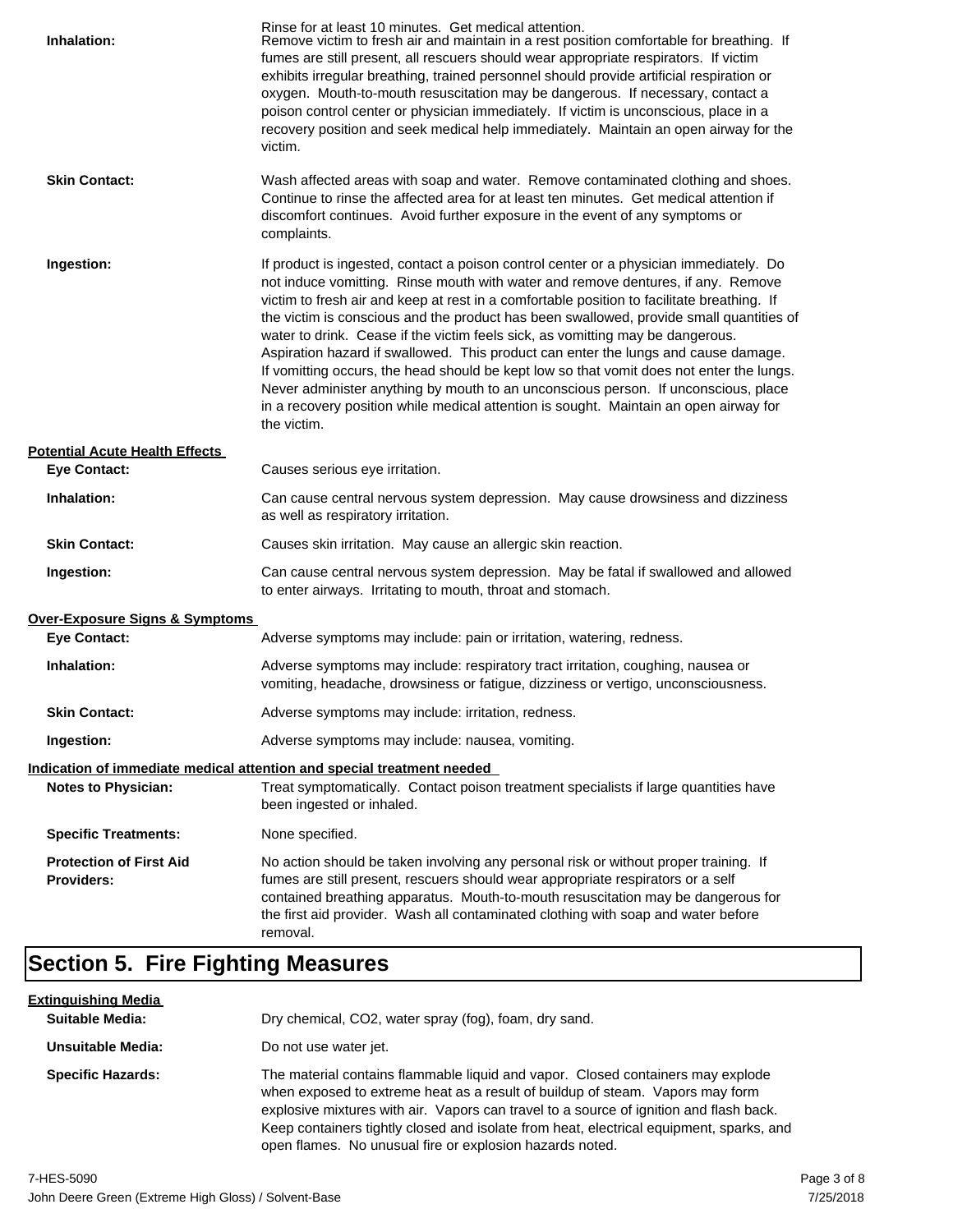Rinse for at least 10 minutes. Get medical attention.

**Inhalation:** Remove victim to fresh air and maintain in a rest position comfortable for breathing. If fumes are still present, all rescuers should wear appropriate respirators. If victim exhibits irregular breathing, trained personnel should provide artificial respiration or oxygen. Mouth-to-mouth resuscitation may be dangerous. If necessary, contact a poison control center or physician immediately. If victim is unconscious, place in a recovery position and seek medical help immediately. Maintain an open airway for the victim.

**Skin Contact:** Wash affected areas with soap and water. Remove contaminated clothing and shoes. Continue to rinse the affected area for at least ten minutes. Get medical attention if discomfort continues. Avoid further exposure in the event of any symptoms or complaints.

**Ingestion:** If product is ingested, contact a poison control center or a physician immediately. Do not induce vomitting. Rinse mouth with water and remove dentures, if any. Remove victim to fresh air and keep at rest in a comfortable position to facilitate breathing. If the victim is conscious and the product has been swallowed, provide small quantities of water to drink. Cease if the victim feels sick, as vomitting may be dangerous. Aspiration hazard if swallowed. This product can enter the lungs and cause damage. If vomitting occurs, the head should be kept low so that vomit does not enter the lungs. Never administer anything by mouth to an unconscious person. If unconscious, place in a recovery position while medical attention is sought. Maintain an open airway for the victim.

**Potential Acute Health Effects**

**Eye Contact:** Causes serious eye irritation.

**Inhalation:** Can cause central nervous system depression. May cause drowsiness and dizziness as well as respiratory irritation.

**Skin Contact:** Causes skin irritation. May cause an allergic skin reaction.

**Ingestion:** Can cause central nervous system depression. May be fatal if swallowed and allowed to enter airways. Irritating to mouth, throat and stomach.

**Over-Exposure Signs & Symptoms**

**Eye Contact:** Adverse symptoms may include: pain or irritation, watering, redness.

**Inhalation:** Adverse symptoms may include: respiratory tract irritation, coughing, nausea or vomiting, headache, drowsiness or fatigue, dizziness or vertigo, unconsciousness.

**Skin Contact:** Adverse symptoms may include: irritation, redness.

**Ingestion:** Adverse symptoms may include: nausea, vomiting.

**Indication of immediate medical attention and special treatment needed**

**Notes to Physician:** Treat symptomatically. Contact poison treatment specialists if large quantities have been ingested or inhaled.

**Specific Treatments:** None specified.

**Protection of First Aid Providers:** No action should be taken involving any personal risk or without proper training. If fumes are still present, rescuers should wear appropriate respirators or a self contained breathing apparatus. Mouth-to-mouth resuscitation may be dangerous for the first aid provider. Wash all contaminated clothing with soap and water before removal.

## Section 5. Fire Fighting Measures

**Extinguishing Media**

**Suitable Media:** Dry chemical, CO2, water spray (fog), foam, dry sand.

**Unsuitable Media:** Do not use water jet.

**Specific Hazards:** The material contains flammable liquid and vapor. Closed containers may explode when exposed to extreme heat as a result of buildup of steam. Vapors may form explosive mixtures with air. Vapors can travel to a source of ignition and flash back. Keep containers tightly closed and isolate from heat, electrical equipment, sparks, and open flames. No unusual fire or explosion hazards noted.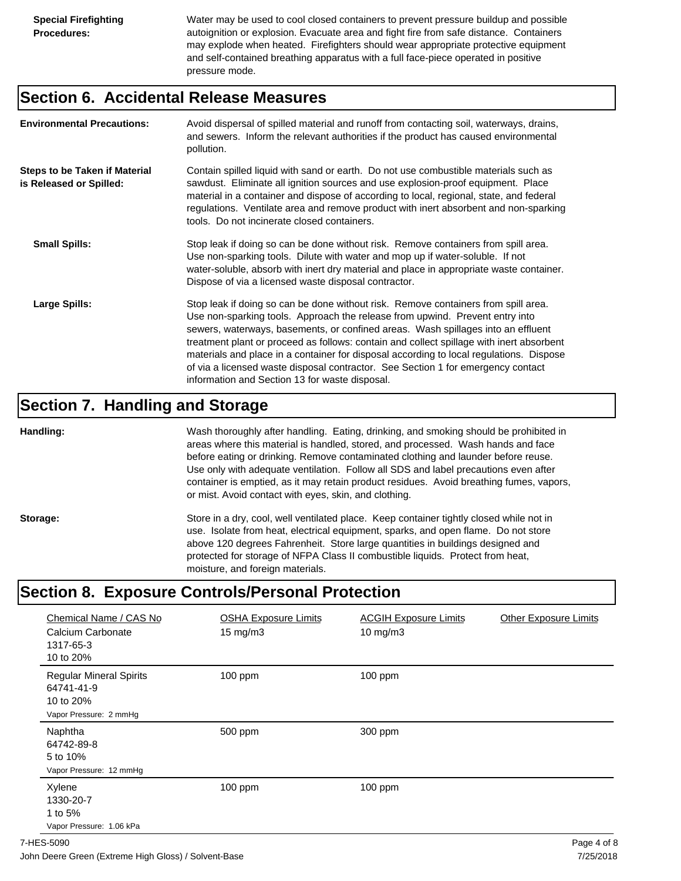**Special Firefighting Procedures:** Water may be used to cool closed containers to prevent pressure buildup and possible autoignition or explosion. Evacuate area and fight fire from safe distance. Containers may explode when heated. Firefighters should wear appropriate protective equipment and self-contained breathing apparatus with a full face-piece operated in positive pressure mode.

## Section 6. Accidental Release Measures

**Environmental Precautions:** Avoid dispersal of spilled material and runoff from contacting soil, waterways, drains, and sewers. Inform the relevant authorities if the product has caused environmental pollution.

**Steps to be Taken if Material is Released or Spilled:** Contain spilled liquid with sand or earth. Do not use combustible materials such as sawdust. Eliminate all ignition sources and use explosion-proof equipment. Place material in a container and dispose of according to local, regional, state, and federal regulations. Ventilate area and remove product with inert absorbent and non-sparking tools. Do not incinerate closed containers.

**Small Spills:** Stop leak if doing so can be done without risk. Remove containers from spill area. Use non-sparking tools. Dilute with water and mop up if water-soluble. If not water-soluble, absorb with inert dry material and place in appropriate waste container. Dispose of via a licensed waste disposal contractor.

**Large Spills:** Stop leak if doing so can be done without risk. Remove containers from spill area. Use non-sparking tools. Approach the release from upwind. Prevent entry into sewers, waterways, basements, or confined areas. Wash spillages into an effluent treatment plant or proceed as follows: contain and collect spillage with inert absorbent materials and place in a container for disposal according to local regulations. Dispose of via a licensed waste disposal contractor. See Section 1 for emergency contact information and Section 13 for waste disposal.

## Section 7. Handling and Storage

**Handling:** Wash thoroughly after handling. Eating, drinking, and smoking should be prohibited in areas where this material is handled, stored, and processed. Wash hands and face before eating or drinking. Remove contaminated clothing and launder before reuse. Use only with adequate ventilation. Follow all SDS and label precautions even after container is emptied, as it may retain product residues. Avoid breathing fumes, vapors, or mist. Avoid contact with eyes, skin, and clothing.

**Storage:** Store in a dry, cool, well ventilated place. Keep container tightly closed while not in use. Isolate from heat, electrical equipment, sparks, and open flame. Do not store above 120 degrees Fahrenheit. Store large quantities in buildings designed and protected for storage of NFPA Class II combustible liquids. Protect from heat, moisture, and foreign materials.

## Section 8. Exposure Controls/Personal Protection

| Chemical Name / CAS No | OSHA Exposure Limits | ACGIH Exposure Limits | Other Exposure Limits |
|---|---|---|---|
| Calcium Carbonate<br>1317-65-3<br>10 to 20% | 15 mg/m3 | 10 mg/m3 | |
| Regular Mineral Spirits<br>64741-41-9<br>10 to 20%<br>Vapor Pressure: 2 mmHg | 100 ppm | 100 ppm | |
| Naphtha<br>64742-89-8<br>5 to 10%<br>Vapor Pressure: 12 mmHg | 500 ppm | 300 ppm | |
| Xylene<br>1330-20-7<br>1 to 5%<br>Vapor Pressure: 1.06 kPa | 100 ppm | 100 ppm | |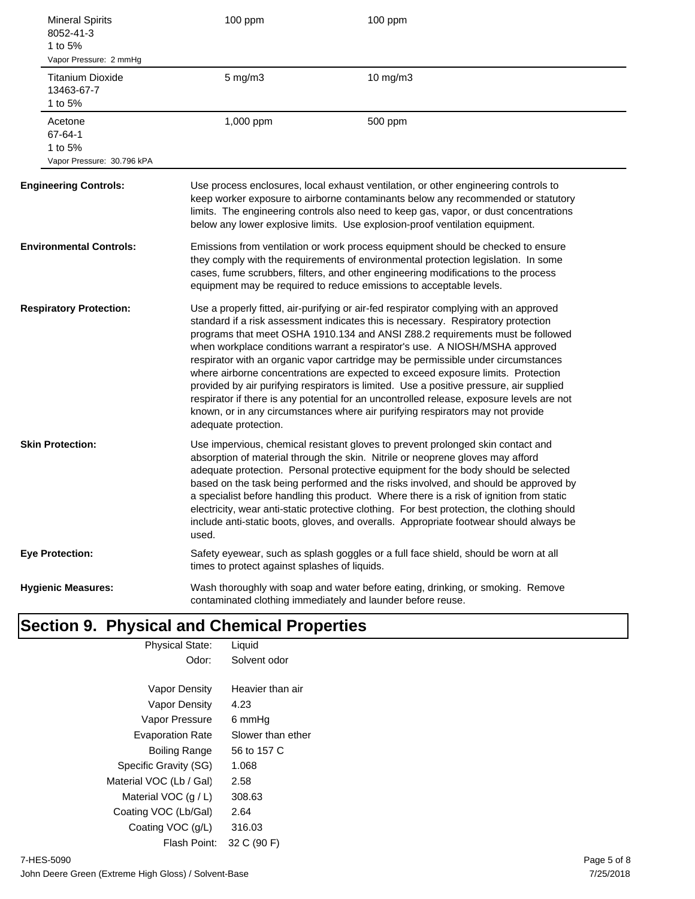| | | |
|---|---|---|
| Mineral Spirits<br>8052-41-3<br>1 to 5%<br>Vapor Pressure: 2 mmHg | 100 ppm | 100 ppm |
| Titanium Dioxide<br>13463-67-7<br>1 to 5% | 5 mg/m3 | 10 mg/m3 |
| Acetone<br>67-64-1<br>1 to 5%<br>Vapor Pressure: 30.796 kPA | 1,000 ppm | 500 ppm |

**Engineering Controls:** Use process enclosures, local exhaust ventilation, or other engineering controls to keep worker exposure to airborne contaminants below any recommended or statutory limits. The engineering controls also need to keep gas, vapor, or dust concentrations below any lower explosive limits. Use explosion-proof ventilation equipment.

**Environmental Controls:** Emissions from ventilation or work process equipment should be checked to ensure they comply with the requirements of environmental protection legislation. In some cases, fume scrubbers, filters, and other engineering modifications to the process equipment may be required to reduce emissions to acceptable levels.

**Respiratory Protection:** Use a properly fitted, air-purifying or air-fed respirator complying with an approved standard if a risk assessment indicates this is necessary. Respiratory protection programs that meet OSHA 1910.134 and ANSI Z88.2 requirements must be followed when workplace conditions warrant a respirator's use. A NIOSH/MSHA approved respirator with an organic vapor cartridge may be permissible under circumstances where airborne concentrations are expected to exceed exposure limits. Protection provided by air purifying respirators is limited. Use a positive pressure, air supplied respirator if there is any potential for an uncontrolled release, exposure levels are not known, or in any circumstances where air purifying respirators may not provide adequate protection.

**Skin Protection:** Use impervious, chemical resistant gloves to prevent prolonged skin contact and absorption of material through the skin. Nitrile or neoprene gloves may afford adequate protection. Personal protective equipment for the body should be selected based on the task being performed and the risks involved, and should be approved by a specialist before handling this product. Where there is a risk of ignition from static electricity, wear anti-static protective clothing. For best protection, the clothing should include anti-static boots, gloves, and overalls. Appropriate footwear should always be used.

**Eye Protection:** Safety eyewear, such as splash goggles or a full face shield, should be worn at all times to protect against splashes of liquids.

**Hygienic Measures:** Wash thoroughly with soap and water before eating, drinking, or smoking. Remove contaminated clothing immediately and launder before reuse.

## Section 9. Physical and Chemical Properties

| | |
|---|---|
| Physical State: | Liquid |
| Odor: | Solvent odor |
| Vapor Density | Heavier than air |
| Vapor Density | 4.23 |
| Vapor Pressure | 6 mmHg |
| Evaporation Rate | Slower than ether |
| Boiling Range | 56 to 157 C |
| Specific Gravity (SG) | 1.068 |
| Material VOC (Lb / Gal) | 2.58 |
| Material VOC (g / L) | 308.63 |
| Coating VOC (Lb/Gal) | 2.64 |
| Coating VOC (g/L) | 316.03 |
| Flash Point: | 32 C (90 F) |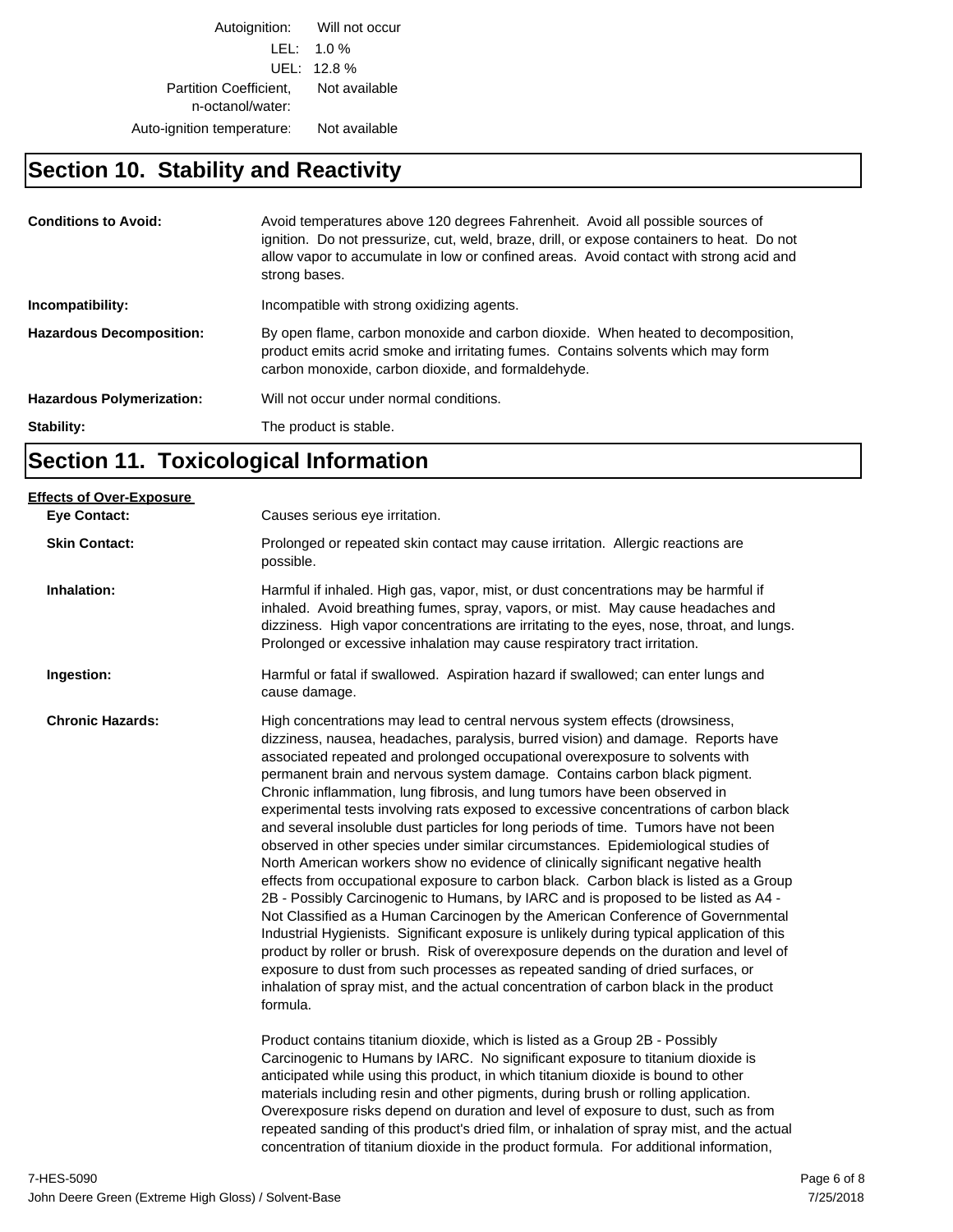| | |
|---|---|
| Autoignition: | Will not occur |
| LEL: | 1.0 % |
| UEL: | 12.8 % |
| Partition Coefficient, n-octanol/water: | Not available |
| Auto-ignition temperature: | Not available |

## Section 10. Stability and Reactivity

**Conditions to Avoid:** Avoid temperatures above 120 degrees Fahrenheit. Avoid all possible sources of ignition. Do not pressurize, cut, weld, braze, drill, or expose containers to heat. Do not allow vapor to accumulate in low or confined areas. Avoid contact with strong acid and strong bases.

**Incompatibility:** Incompatible with strong oxidizing agents.

**Hazardous Decomposition:** By open flame, carbon monoxide and carbon dioxide. When heated to decomposition, product emits acrid smoke and irritating fumes. Contains solvents which may form carbon monoxide, carbon dioxide, and formaldehyde.

**Hazardous Polymerization:** Will not occur under normal conditions.

**Stability:** The product is stable.

## Section 11. Toxicological Information

**Effects of Over-Exposure**

**Eye Contact:** Causes serious eye irritation.

**Skin Contact:** Prolonged or repeated skin contact may cause irritation. Allergic reactions are possible.

**Inhalation:** Harmful if inhaled. High gas, vapor, mist, or dust concentrations may be harmful if inhaled. Avoid breathing fumes, spray, vapors, or mist. May cause headaches and dizziness. High vapor concentrations are irritating to the eyes, nose, throat, and lungs. Prolonged or excessive inhalation may cause respiratory tract irritation.

**Ingestion:** Harmful or fatal if swallowed. Aspiration hazard if swallowed; can enter lungs and cause damage.

**Chronic Hazards:** High concentrations may lead to central nervous system effects (drowsiness, dizziness, nausea, headaches, paralysis, burred vision) and damage. Reports have associated repeated and prolonged occupational overexposure to solvents with permanent brain and nervous system damage. Contains carbon black pigment. Chronic inflammation, lung fibrosis, and lung tumors have been observed in experimental tests involving rats exposed to excessive concentrations of carbon black and several insoluble dust particles for long periods of time. Tumors have not been observed in other species under similar circumstances. Epidemiological studies of North American workers show no evidence of clinically significant negative health effects from occupational exposure to carbon black. Carbon black is listed as a Group 2B - Possibly Carcinogenic to Humans, by IARC and is proposed to be listed as A4 - Not Classified as a Human Carcinogen by the American Conference of Governmental Industrial Hygienists. Significant exposure is unlikely during typical application of this product by roller or brush. Risk of overexposure depends on the duration and level of exposure to dust from such processes as repeated sanding of dried surfaces, or inhalation of spray mist, and the actual concentration of carbon black in the product formula.

Product contains titanium dioxide, which is listed as a Group 2B - Possibly Carcinogenic to Humans by IARC. No significant exposure to titanium dioxide is anticipated while using this product, in which titanium dioxide is bound to other materials including resin and other pigments, during brush or rolling application. Overexposure risks depend on duration and level of exposure to dust, such as from repeated sanding of this product's dried film, or inhalation of spray mist, and the actual concentration of titanium dioxide in the product formula. For additional information,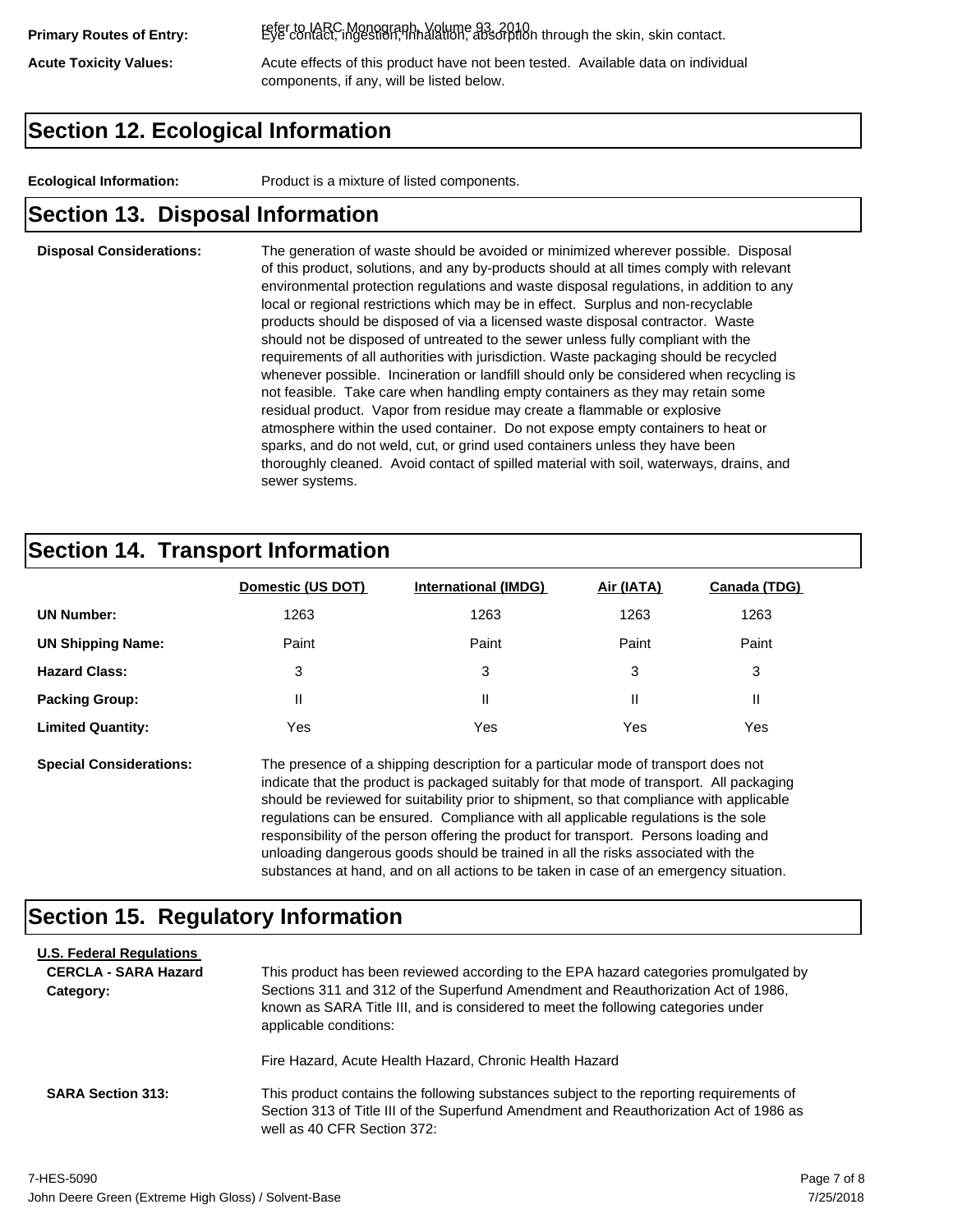**Primary Routes of Entry:** refer to IARC Monograph, Volume 93, 2010. Eye contact, ingestion, inhalation, absorption through the skin, skin contact.

**Acute Toxicity Values:** Acute effects of this product have not been tested. Available data on individual components, if any, will be listed below.

## Section 12. Ecological Information

**Ecological Information:** Product is a mixture of listed components.

## Section 13. Disposal Information

**Disposal Considerations:** The generation of waste should be avoided or minimized wherever possible. Disposal of this product, solutions, and any by-products should at all times comply with relevant environmental protection regulations and waste disposal regulations, in addition to any local or regional restrictions which may be in effect. Surplus and non-recyclable products should be disposed of via a licensed waste disposal contractor. Waste should not be disposed of untreated to the sewer unless fully compliant with the requirements of all authorities with jurisdiction. Waste packaging should be recycled whenever possible. Incineration or landfill should only be considered when recycling is not feasible. Take care when handling empty containers as they may retain some residual product. Vapor from residue may create a flammable or explosive atmosphere within the used container. Do not expose empty containers to heat or sparks, and do not weld, cut, or grind used containers unless they have been thoroughly cleaned. Avoid contact of spilled material with soil, waterways, drains, and sewer systems.

## Section 14. Transport Information

| | Domestic (US DOT) | International (IMDG) | Air (IATA) | Canada (TDG) |
|---|---|---|---|---|
| **UN Number:** | 1263 | 1263 | 1263 | 1263 |
| **UN Shipping Name:** | Paint | Paint | Paint | Paint |
| **Hazard Class:** | 3 | 3 | 3 | 3 |
| **Packing Group:** | II | II | II | II |
| **Limited Quantity:** | Yes | Yes | Yes | Yes |

**Special Considerations:** The presence of a shipping description for a particular mode of transport does not indicate that the product is packaged suitably for that mode of transport. All packaging should be reviewed for suitability prior to shipment, so that compliance with applicable regulations can be ensured. Compliance with all applicable regulations is the sole responsibility of the person offering the product for transport. Persons loading and unloading dangerous goods should be trained in all the risks associated with the substances at hand, and on all actions to be taken in case of an emergency situation.

## Section 15. Regulatory Information

**U.S. Federal Regulations**

**CERCLA - SARA Hazard Category:** This product has been reviewed according to the EPA hazard categories promulgated by Sections 311 and 312 of the Superfund Amendment and Reauthorization Act of 1986, known as SARA Title III, and is considered to meet the following categories under applicable conditions:

Fire Hazard, Acute Health Hazard, Chronic Health Hazard

**SARA Section 313:** This product contains the following substances subject to the reporting requirements of Section 313 of Title III of the Superfund Amendment and Reauthorization Act of 1986 as well as 40 CFR Section 372:

7-HES-5090
John Deere Green (Extreme High Gloss) / Solvent-Base
7/25/2018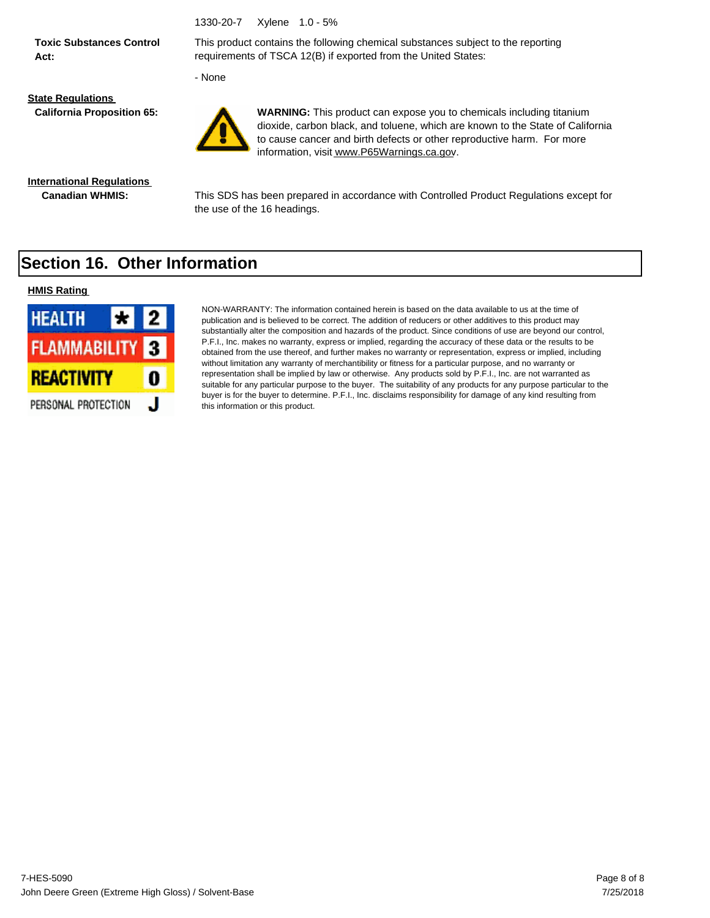1330-20-7 Xylene 1.0 - 5%

**Toxic Substances Control Act:**

This product contains the following chemical substances subject to the reporting requirements of TSCA 12(B) if exported from the United States:

- None

**State Regulations**

**California Proposition 65:**

**WARNING:** This product can expose you to chemicals including titanium dioxide, carbon black, and toluene, which are known to the State of California to cause cancer and birth defects or other reproductive harm. For more information, visit www.P65Warnings.ca.gov.

**International Regulations**

**Canadian WHMIS:**

This SDS has been prepared in accordance with Controlled Product Regulations except for the use of the 16 headings.

## Section 16. Other Information

**HMIS Rating**

| | | |
|---|---|---|
| HEALTH | * | 2 |
| FLAMMABILITY | | 3 |
| REACTIVITY | | 0 |
| PERSONAL PROTECTION | | J |

NON-WARRANTY: The information contained herein is based on the data available to us at the time of publication and is believed to be correct. The addition of reducers or other additives to this product may substantially alter the composition and hazards of the product. Since conditions of use are beyond our control, P.F.I., Inc. makes no warranty, express or implied, regarding the accuracy of these data or the results to be obtained from the use thereof, and further makes no warranty or representation, express or implied, including without limitation any warranty of merchantability or fitness for a particular purpose, and no warranty or representation shall be implied by law or otherwise. Any products sold by P.F.I., Inc. are not warranted as suitable for any particular purpose to the buyer. The suitability of any products for any purpose particular to the buyer is for the buyer to determine. P.F.I., Inc. disclaims responsibility for damage of any kind resulting from this information or this product.